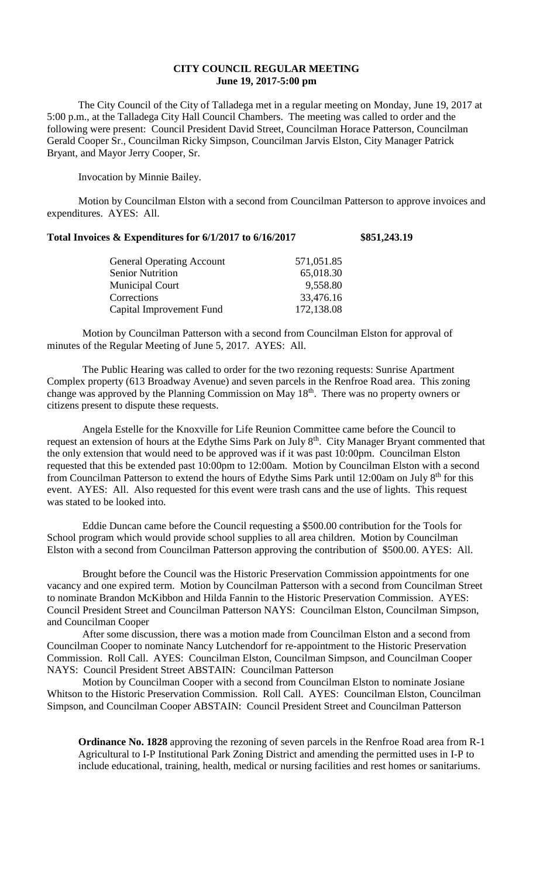# CITY COUNCIL REGULAR MEETING
## June 19, 2017-5:00 pm

The City Council of the City of Talladega met in a regular meeting on Monday, June 19, 2017 at 5:00 p.m., at the Talladega City Hall Council Chambers. The meeting was called to order and the following were present: Council President David Street, Councilman Horace Patterson, Councilman Gerald Cooper Sr., Councilman Ricky Simpson, Councilman Jarvis Elston, City Manager Patrick Bryant, and Mayor Jerry Cooper, Sr.

Invocation by Minnie Bailey.

Motion by Councilman Elston with a second from Councilman Patterson to approve invoices and expenditures. AYES: All.

**Total Invoices & Expenditures for 6/1/2017 to 6/16/2017 $851,243.19**

| | |
|---|---|
| General Operating Account | 571,051.85 |
| Senior Nutrition | 65,018.30 |
| Municipal Court | 9,558.80 |
| Corrections | 33,476.16 |
| Capital Improvement Fund | 172,138.08 |

Motion by Councilman Patterson with a second from Councilman Elston for approval of minutes of the Regular Meeting of June 5, 2017. AYES: All.

The Public Hearing was called to order for the two rezoning requests: Sunrise Apartment Complex property (613 Broadway Avenue) and seven parcels in the Renfroe Road area. This zoning change was approved by the Planning Commission on May 18th. There was no property owners or citizens present to dispute these requests.

Angela Estelle for the Knoxville for Life Reunion Committee came before the Council to request an extension of hours at the Edythe Sims Park on July 8th. City Manager Bryant commented that the only extension that would need to be approved was if it was past 10:00pm. Councilman Elston requested that this be extended past 10:00pm to 12:00am. Motion by Councilman Elston with a second from Councilman Patterson to extend the hours of Edythe Sims Park until 12:00am on July 8th for this event. AYES: All. Also requested for this event were trash cans and the use of lights. This request was stated to be looked into.

Eddie Duncan came before the Council requesting a $500.00 contribution for the Tools for School program which would provide school supplies to all area children. Motion by Councilman Elston with a second from Councilman Patterson approving the contribution of $500.00. AYES: All.

Brought before the Council was the Historic Preservation Commission appointments for one vacancy and one expired term. Motion by Councilman Patterson with a second from Councilman Street to nominate Brandon McKibbon and Hilda Fannin to the Historic Preservation Commission. AYES: Council President Street and Councilman Patterson NAYS: Councilman Elston, Councilman Simpson, and Councilman Cooper

After some discussion, there was a motion made from Councilman Elston and a second from Councilman Cooper to nominate Nancy Lutchendorf for re-appointment to the Historic Preservation Commission. Roll Call. AYES: Councilman Elston, Councilman Simpson, and Councilman Cooper NAYS: Council President Street ABSTAIN: Councilman Patterson

Motion by Councilman Cooper with a second from Councilman Elston to nominate Josiane Whitson to the Historic Preservation Commission. Roll Call. AYES: Councilman Elston, Councilman Simpson, and Councilman Cooper ABSTAIN: Council President Street and Councilman Patterson

**Ordinance No. 1828** approving the rezoning of seven parcels in the Renfroe Road area from R-1 Agricultural to I-P Institutional Park Zoning District and amending the permitted uses in I-P to include educational, training, health, medical or nursing facilities and rest homes or sanitariums.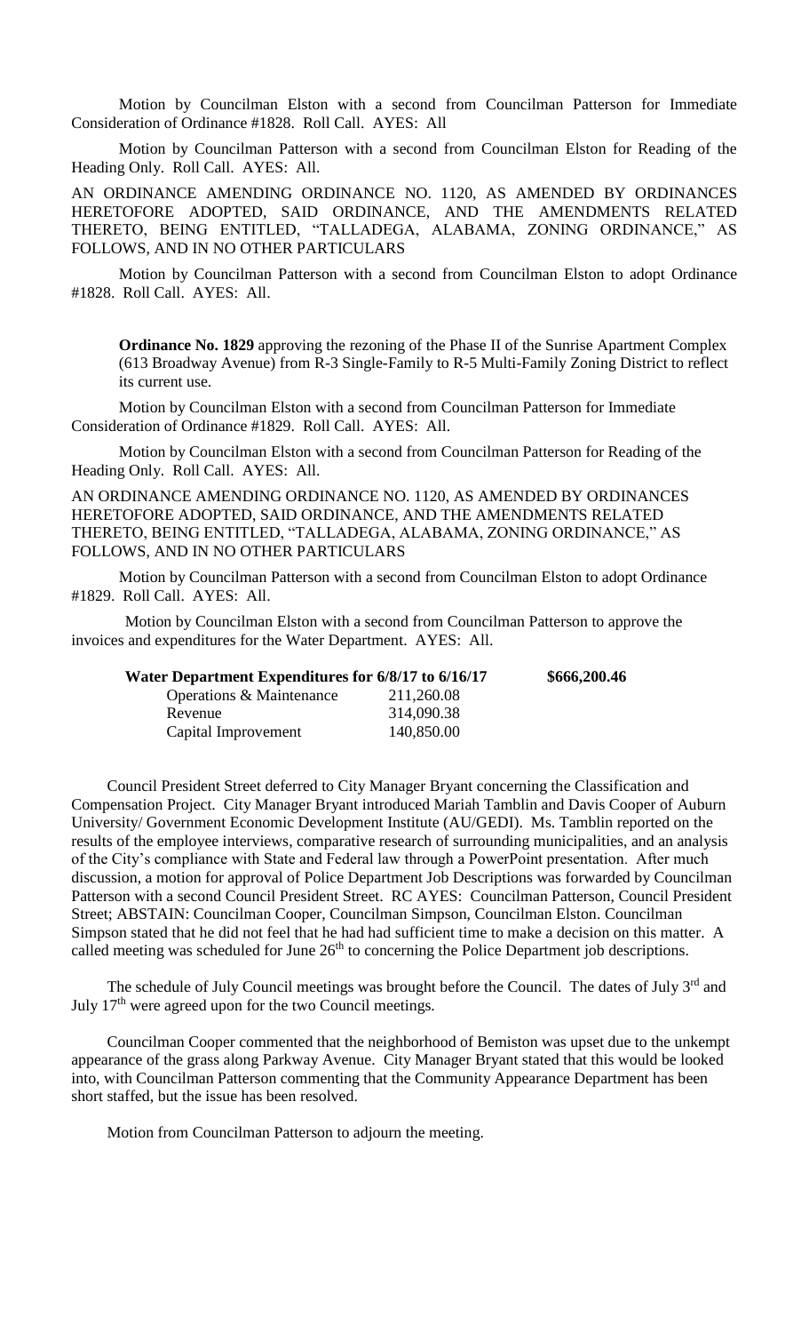Motion by Councilman Elston with a second from Councilman Patterson for Immediate Consideration of Ordinance #1828. Roll Call. AYES: All

Motion by Councilman Patterson with a second from Councilman Elston for Reading of the Heading Only. Roll Call. AYES: All.

AN ORDINANCE AMENDING ORDINANCE NO. 1120, AS AMENDED BY ORDINANCES HERETOFORE ADOPTED, SAID ORDINANCE, AND THE AMENDMENTS RELATED THERETO, BEING ENTITLED, "TALLADEGA, ALABAMA, ZONING ORDINANCE," AS FOLLOWS, AND IN NO OTHER PARTICULARS

Motion by Councilman Patterson with a second from Councilman Elston to adopt Ordinance #1828. Roll Call. AYES: All.

**Ordinance No. 1829** approving the rezoning of the Phase II of the Sunrise Apartment Complex (613 Broadway Avenue) from R-3 Single-Family to R-5 Multi-Family Zoning District to reflect its current use.

Motion by Councilman Elston with a second from Councilman Patterson for Immediate Consideration of Ordinance #1829. Roll Call. AYES: All.

Motion by Councilman Elston with a second from Councilman Patterson for Reading of the Heading Only. Roll Call. AYES: All.

AN ORDINANCE AMENDING ORDINANCE NO. 1120, AS AMENDED BY ORDINANCES HERETOFORE ADOPTED, SAID ORDINANCE, AND THE AMENDMENTS RELATED THERETO, BEING ENTITLED, "TALLADEGA, ALABAMA, ZONING ORDINANCE," AS FOLLOWS, AND IN NO OTHER PARTICULARS

Motion by Councilman Patterson with a second from Councilman Elston to adopt Ordinance #1829. Roll Call. AYES: All.

Motion by Councilman Elston with a second from Councilman Patterson to approve the invoices and expenditures for the Water Department. AYES: All.

| **Water Department Expenditures for 6/8/17 to 6/16/17** | | **\$666,200.46** |
|---|---|---|
| Operations & Maintenance | 211,260.08 | |
| Revenue | 314,090.38 | |
| Capital Improvement | 140,850.00 | |

Council President Street deferred to City Manager Bryant concerning the Classification and Compensation Project. City Manager Bryant introduced Mariah Tamblin and Davis Cooper of Auburn University/ Government Economic Development Institute (AU/GEDI). Ms. Tamblin reported on the results of the employee interviews, comparative research of surrounding municipalities, and an analysis of the City's compliance with State and Federal law through a PowerPoint presentation. After much discussion, a motion for approval of Police Department Job Descriptions was forwarded by Councilman Patterson with a second Council President Street. RC AYES: Councilman Patterson, Council President Street; ABSTAIN: Councilman Cooper, Councilman Simpson, Councilman Elston. Councilman Simpson stated that he did not feel that he had had sufficient time to make a decision on this matter. A called meeting was scheduled for June 26th to concerning the Police Department job descriptions.

The schedule of July Council meetings was brought before the Council. The dates of July 3rd and July 17th were agreed upon for the two Council meetings.

Councilman Cooper commented that the neighborhood of Bemiston was upset due to the unkempt appearance of the grass along Parkway Avenue. City Manager Bryant stated that this would be looked into, with Councilman Patterson commenting that the Community Appearance Department has been short staffed, but the issue has been resolved.

Motion from Councilman Patterson to adjourn the meeting.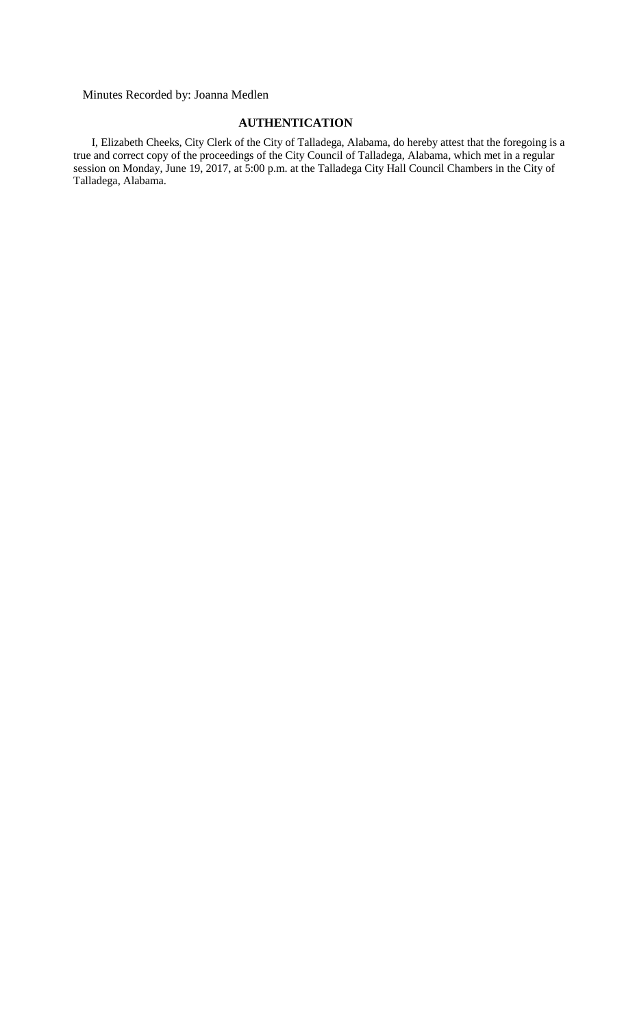Minutes Recorded by: Joanna Medlen

## AUTHENTICATION

I, Elizabeth Cheeks, City Clerk of the City of Talladega, Alabama, do hereby attest that the foregoing is a true and correct copy of the proceedings of the City Council of Talladega, Alabama, which met in a regular session on Monday, June 19, 2017, at 5:00 p.m. at the Talladega City Hall Council Chambers in the City of Talladega, Alabama.